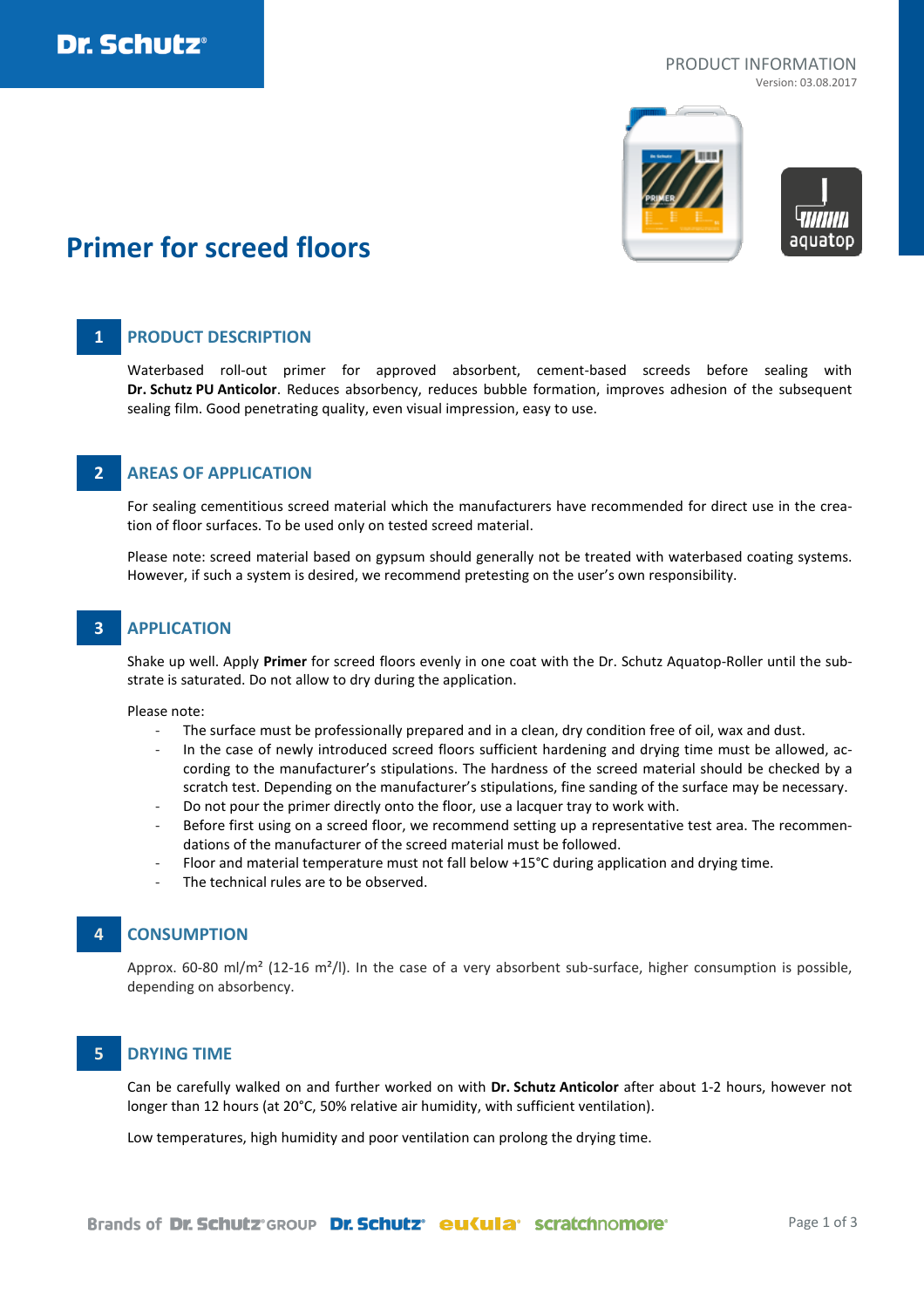PRODUCT INFORMATION
Version: 03.08.2017

# Primer for screed floors

## 1 PRODUCT DESCRIPTION

Waterbased roll-out primer for approved absorbent, cement-based screeds before sealing with **Dr. Schutz PU Anticolor**. Reduces absorbency, reduces bubble formation, improves adhesion of the subsequent sealing film. Good penetrating quality, even visual impression, easy to use.

## 2 AREAS OF APPLICATION

For sealing cementitious screed material which the manufacturers have recommended for direct use in the creation of floor surfaces. To be used only on tested screed material.

Please note: screed material based on gypsum should generally not be treated with waterbased coating systems. However, if such a system is desired, we recommend pretesting on the user's own responsibility.

## 3 APPLICATION

Shake up well. Apply **Primer** for screed floors evenly in one coat with the Dr. Schutz Aquatop-Roller until the substrate is saturated. Do not allow to dry during the application.

Please note:

- The surface must be professionally prepared and in a clean, dry condition free of oil, wax and dust.
- In the case of newly introduced screed floors sufficient hardening and drying time must be allowed, according to the manufacturer's stipulations. The hardness of the screed material should be checked by a scratch test. Depending on the manufacturer's stipulations, fine sanding of the surface may be necessary.
- Do not pour the primer directly onto the floor, use a lacquer tray to work with.
- Before first using on a screed floor, we recommend setting up a representative test area. The recommendations of the manufacturer of the screed material must be followed.
- Floor and material temperature must not fall below +15°C during application and drying time.
- The technical rules are to be observed.

## 4 CONSUMPTION

Approx. 60-80 ml/m² (12-16 m²/l). In the case of a very absorbent sub-surface, higher consumption is possible, depending on absorbency.

## 5 DRYING TIME

Can be carefully walked on and further worked on with **Dr. Schutz Anticolor** after about 1-2 hours, however not longer than 12 hours (at 20°C, 50% relative air humidity, with sufficient ventilation).

Low temperatures, high humidity and poor ventilation can prolong the drying time.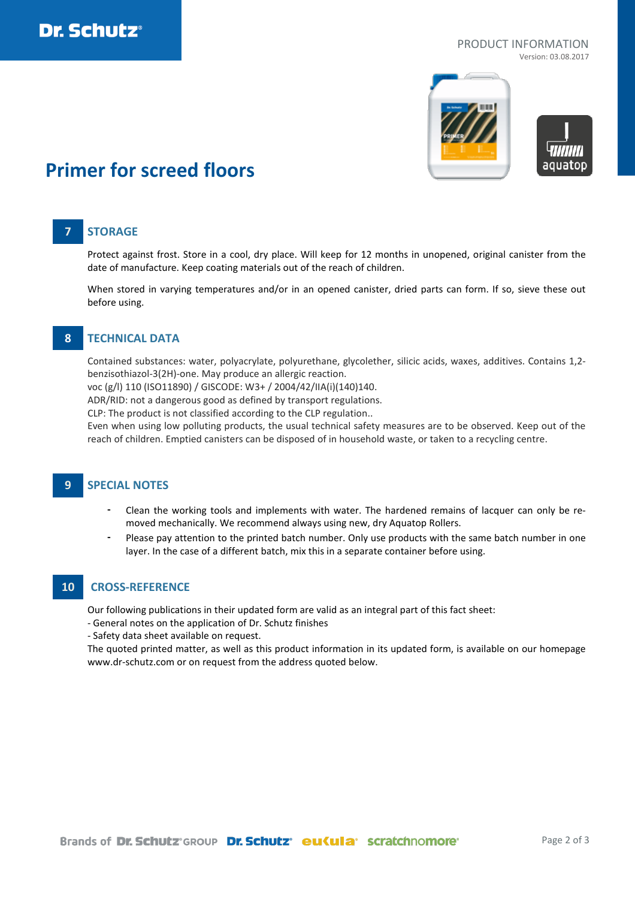# Primer for screed floors

## 7 STORAGE

Protect against frost. Store in a cool, dry place. Will keep for 12 months in unopened, original canister from the date of manufacture. Keep coating materials out of the reach of children.

When stored in varying temperatures and/or in an opened canister, dried parts can form. If so, sieve these out before using.

## 8 TECHNICAL DATA

Contained substances: water, polyacrylate, polyurethane, glycolether, silicic acids, waxes, additives. Contains 1,2-benzisothiazol-3(2H)-one. May produce an allergic reaction.
voc (g/l) 110 (ISO11890) / GISCODE: W3+ / 2004/42/IIA(i)(140)140.
ADR/RID: not a dangerous good as defined by transport regulations.
CLP: The product is not classified according to the CLP regulation..
Even when using low polluting products, the usual technical safety measures are to be observed. Keep out of the reach of children. Emptied canisters can be disposed of in household waste, or taken to a recycling centre.

## 9 SPECIAL NOTES

- Clean the working tools and implements with water. The hardened remains of lacquer can only be re-moved mechanically. We recommend always using new, dry Aquatop Rollers.
- Please pay attention to the printed batch number. Only use products with the same batch number in one layer. In the case of a different batch, mix this in a separate container before using.

## 10 CROSS-REFERENCE

Our following publications in their updated form are valid as an integral part of this fact sheet:
- General notes on the application of Dr. Schutz finishes
- Safety data sheet available on request.

The quoted printed matter, as well as this product information in its updated form, is available on our homepage www.dr-schutz.com or on request from the address quoted below.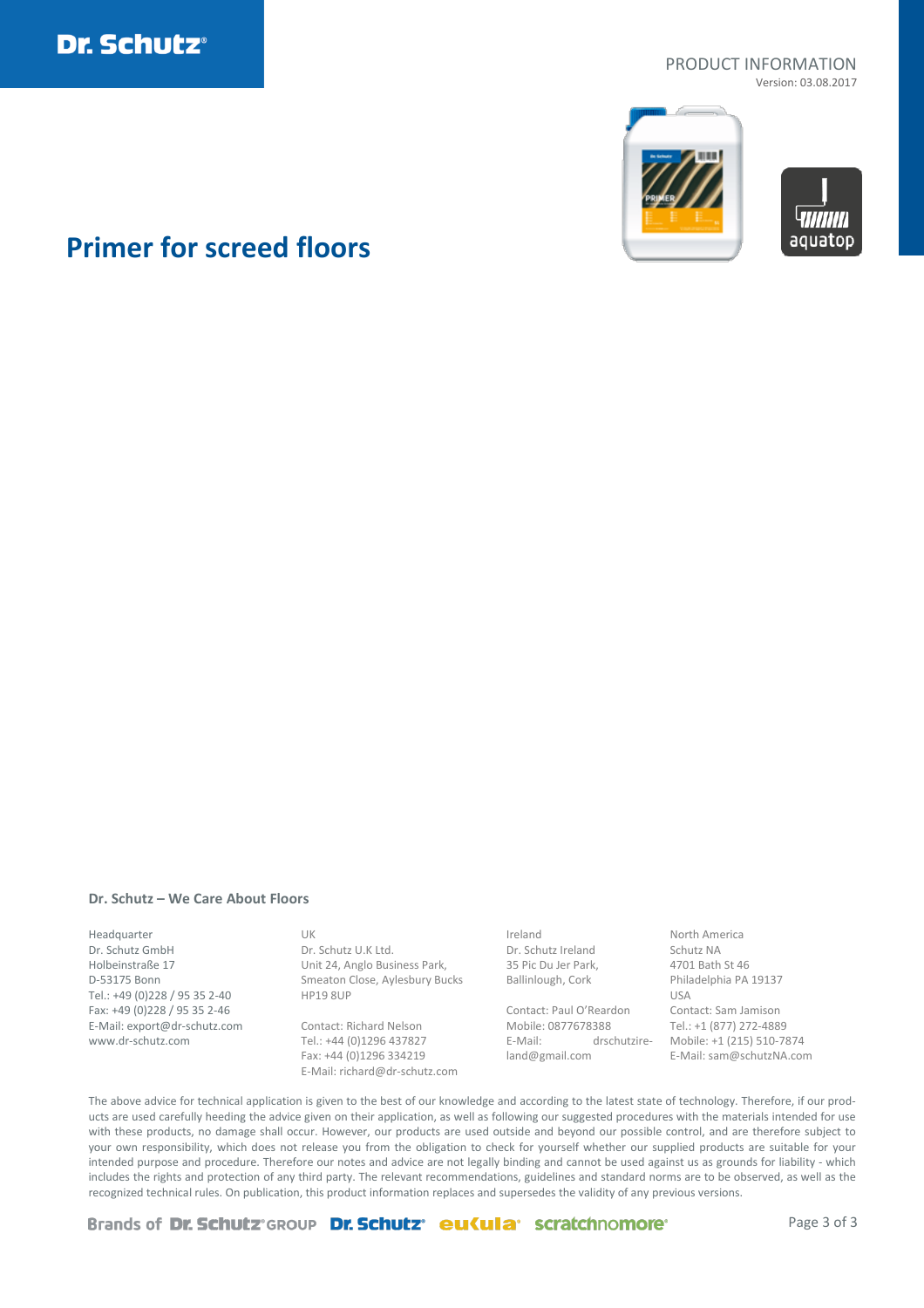PRODUCT INFORMATION
Version: 03.08.2017

# Primer for screed floors

**Dr. Schutz – We Care About Floors**

Headquarter
Dr. Schutz GmbH
Holbeinstraße 17
D-53175 Bonn
Tel.: +49 (0)228 / 95 35 2-40
Fax: +49 (0)228 / 95 35 2-46
E-Mail: export@dr-schutz.com
www.dr-schutz.com

UK
Dr. Schutz U.K Ltd.
Unit 24, Anglo Business Park,
Smeaton Close, Aylesbury Bucks
HP19 8UP

Contact: Richard Nelson
Tel.: +44 (0)1296 437827
Fax: +44 (0)1296 334219
E-Mail: richard@dr-schutz.com

Ireland
Dr. Schutz Ireland
35 Pic Du Jer Park,
Ballinlough, Cork

Contact: Paul O'Reardon
Mobile: 0877678388
E-Mail: drschutzireland@gmail.com

North America
Schutz NA
4701 Bath St 46
Philadelphia PA 19137
USA
Contact: Sam Jamison
Tel.: +1 (877) 272-4889
Mobile: +1 (215) 510-7874
E-Mail: sam@schutzNA.com

The above advice for technical application is given to the best of our knowledge and according to the latest state of technology. Therefore, if our products are used carefully heeding the advice given on their application, as well as following our suggested procedures with the materials intended for use with these products, no damage shall occur. However, our products are used outside and beyond our possible control, and are therefore subject to your own responsibility, which does not release you from the obligation to check for yourself whether our supplied products are suitable for your intended purpose and procedure. Therefore our notes and advice are not legally binding and cannot be used against us as grounds for liability - which includes the rights and protection of any third party. The relevant recommendations, guidelines and standard norms are to be observed, as well as the recognized technical rules. On publication, this product information replaces and supersedes the validity of any previous versions.

Brands of Dr. Schutz GROUP Dr. Schutz eukula scratchnomore